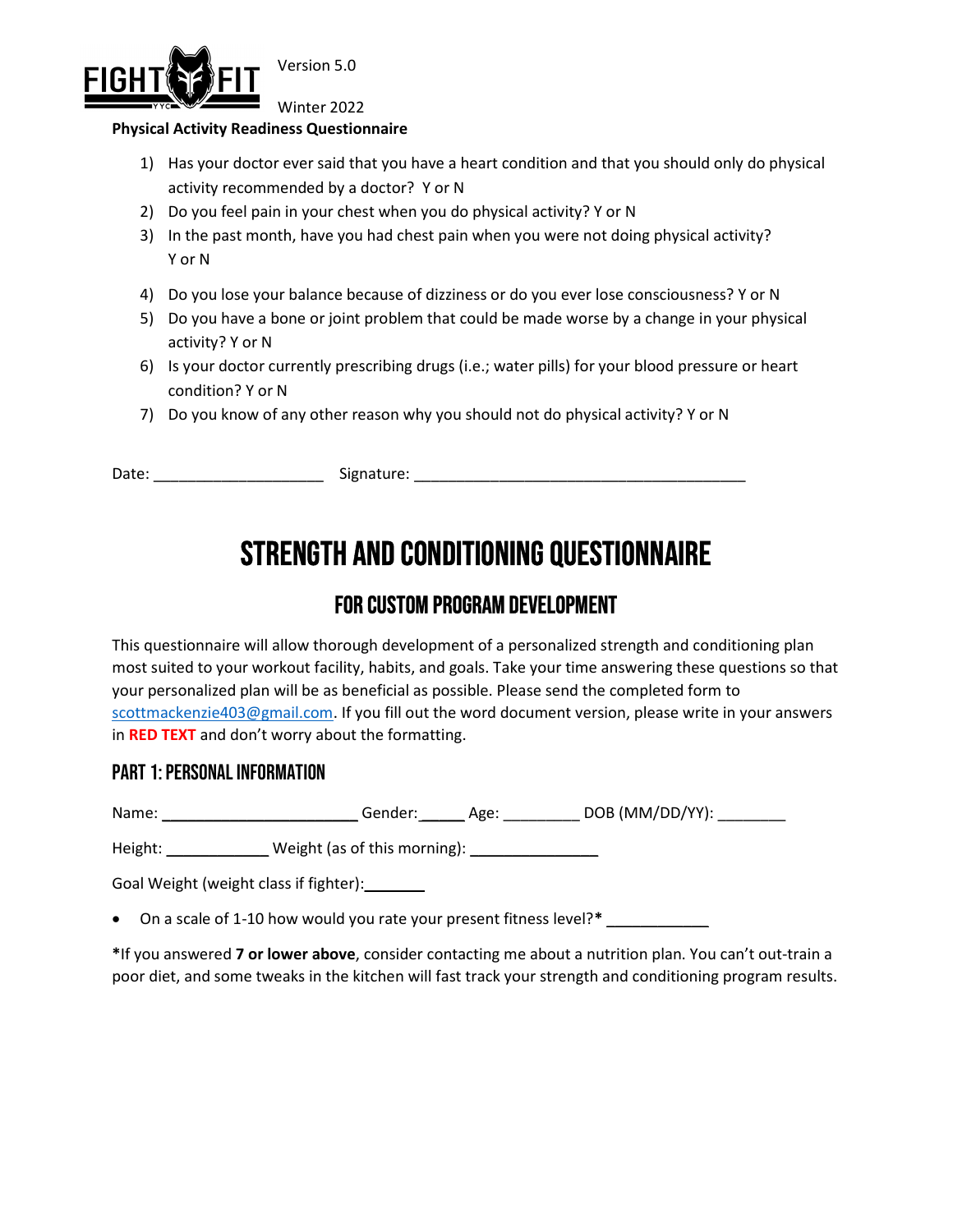FIGHT FIT YYC

Version 5.0

Winter 2022

**Physical Activity Readiness Questionnaire**

1) Has your doctor ever said that you have a heart condition and that you should only do physical activity recommended by a doctor? Y or N
2) Do you feel pain in your chest when you do physical activity? Y or N
3) In the past month, have you had chest pain when you were not doing physical activity? Y or N
4) Do you lose your balance because of dizziness or do you ever lose consciousness? Y or N
5) Do you have a bone or joint problem that could be made worse by a change in your physical activity? Y or N
6) Is your doctor currently prescribing drugs (i.e.; water pills) for your blood pressure or heart condition? Y or N
7) Do you know of any other reason why you should not do physical activity? Y or N

Date: ____________________ Signature: ______________________________________

# STRENGTH AND CONDITIONING QUESTIONNAIRE

## FOR CUSTOM PROGRAM DEVELOPMENT

This questionnaire will allow thorough development of a personalized strength and conditioning plan most suited to your workout facility, habits, and goals. Take your time answering these questions so that your personalized plan will be as beneficial as possible. Please send the completed form to scottmackenzie403@gmail.com. If you fill out the word document version, please write in your answers in **RED TEXT** and don't worry about the formatting.

### PART 1: PERSONAL INFORMATION

Name: ______________________ Gender:_____ Age: _________ DOB (MM/DD/YY): ________

Height: ____________ Weight (as of this morning): _______________

Goal Weight (weight class if fighter):_______

- On a scale of 1-10 how would you rate your present fitness level?* ____________

*If you answered **7 or lower above**, consider contacting me about a nutrition plan. You can't out-train a poor diet, and some tweaks in the kitchen will fast track your strength and conditioning program results.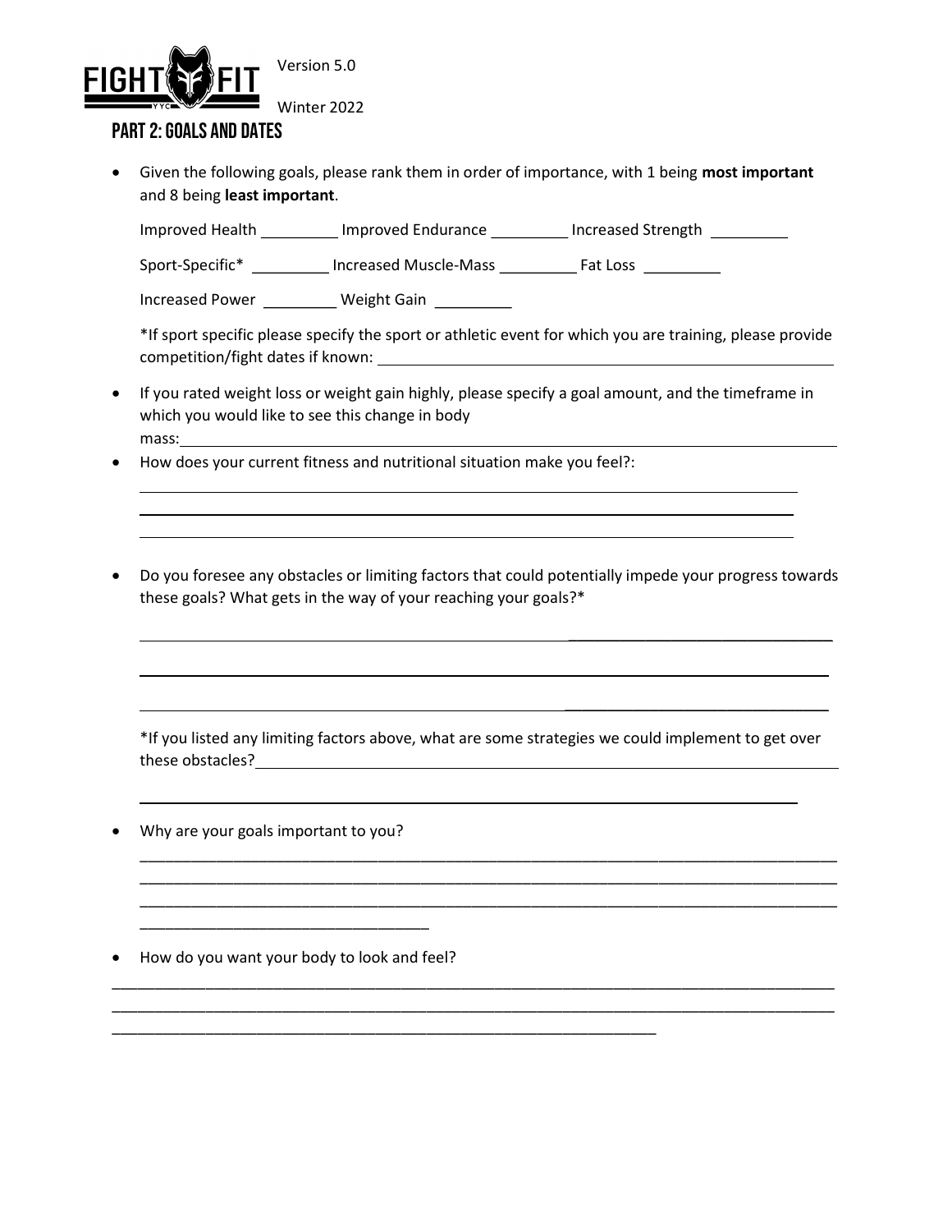Version 5.0

Winter 2022

## Part 2: Goals and Dates

- Given the following goals, please rank them in order of importance, with 1 being **most important** and 8 being **least important**.

  Improved Health _________ Improved Endurance _________ Increased Strength _________

  Sport-Specific* _________ Increased Muscle-Mass _________ Fat Loss _________

  Increased Power _________ Weight Gain _________

  *If sport specific please specify the sport or athletic event for which you are training, please provide competition/fight dates if known: ____________________________________________

- If you rated weight loss or weight gain highly, please specify a goal amount, and the timeframe in which you would like to see this change in body mass: ____________________________________________

- How does your current fitness and nutritional situation make you feel?:

  ____________________________________________

  ____________________________________________

  ____________________________________________

- Do you foresee any obstacles or limiting factors that could potentially impede your progress towards these goals? What gets in the way of your reaching your goals?*

  ____________________________________________

  ____________________________________________

  ____________________________________________

  *If you listed any limiting factors above, what are some strategies we could implement to get over these obstacles? ____________________________________________

  ____________________________________________

- Why are your goals important to you?

  ____________________________________________

  ____________________________________________

  ____________________________________________

  ____________________________

- How do you want your body to look and feel?

____________________________________________

____________________________________________

____________________________________________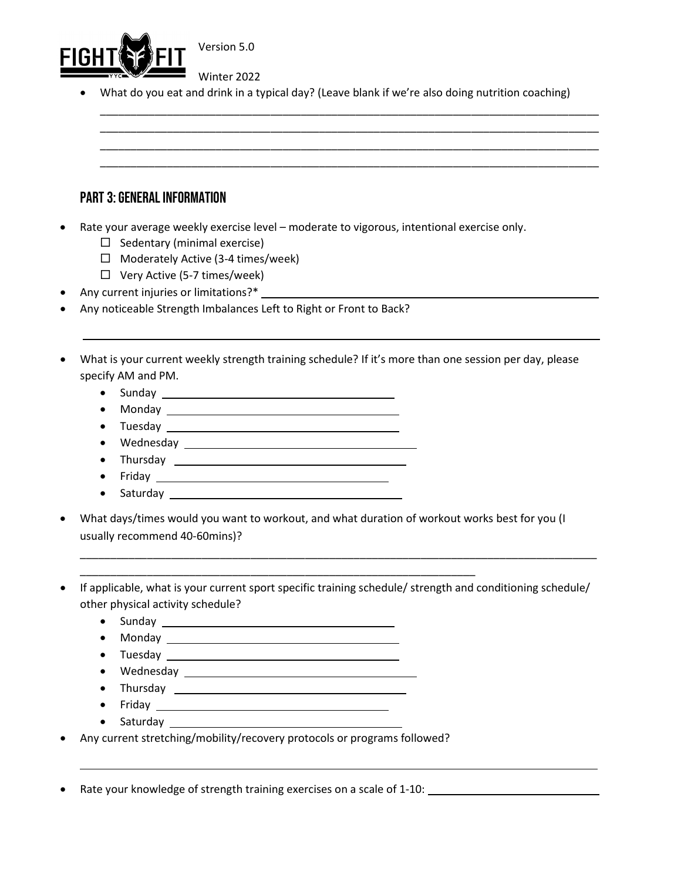- What do you eat and drink in a typical day? (Leave blank if we're also doing nutrition coaching)

  ___________________________________________________________________________
  ___________________________________________________________________________
  ___________________________________________________________________________
  ___________________________________________________________________________

## Part 3: General Information

- Rate your average weekly exercise level – moderate to vigorous, intentional exercise only.
  - ☐ Sedentary (minimal exercise)
  - ☐ Moderately Active (3-4 times/week)
  - ☐ Very Active (5-7 times/week)
- Any current injuries or limitations?* ______________________________________________
- Any noticeable Strength Imbalances Left to Right or Front to Back?

  ___________________________________________________________________________

- What is your current weekly strength training schedule? If it's more than one session per day, please specify AM and PM.
  - Sunday ______________________________
  - Monday ______________________________
  - Tuesday ______________________________
  - Wednesday ______________________________
  - Thursday ______________________________
  - Friday ______________________________
  - Saturday ______________________________
- What days/times would you want to workout, and what duration of workout works best for you (I usually recommend 40-60mins)?

  ___________________________________________________________________________
  ___________________________________________________________

- If applicable, what is your current sport specific training schedule/ strength and conditioning schedule/ other physical activity schedule?
  - Sunday ______________________________
  - Monday ______________________________
  - Tuesday ______________________________
  - Wednesday ______________________________
  - Thursday ______________________________
  - Friday ______________________________
  - Saturday ______________________________
- Any current stretching/mobility/recovery protocols or programs followed?

  ___________________________________________________________________________

- Rate your knowledge of strength training exercises on a scale of 1-10: ______________________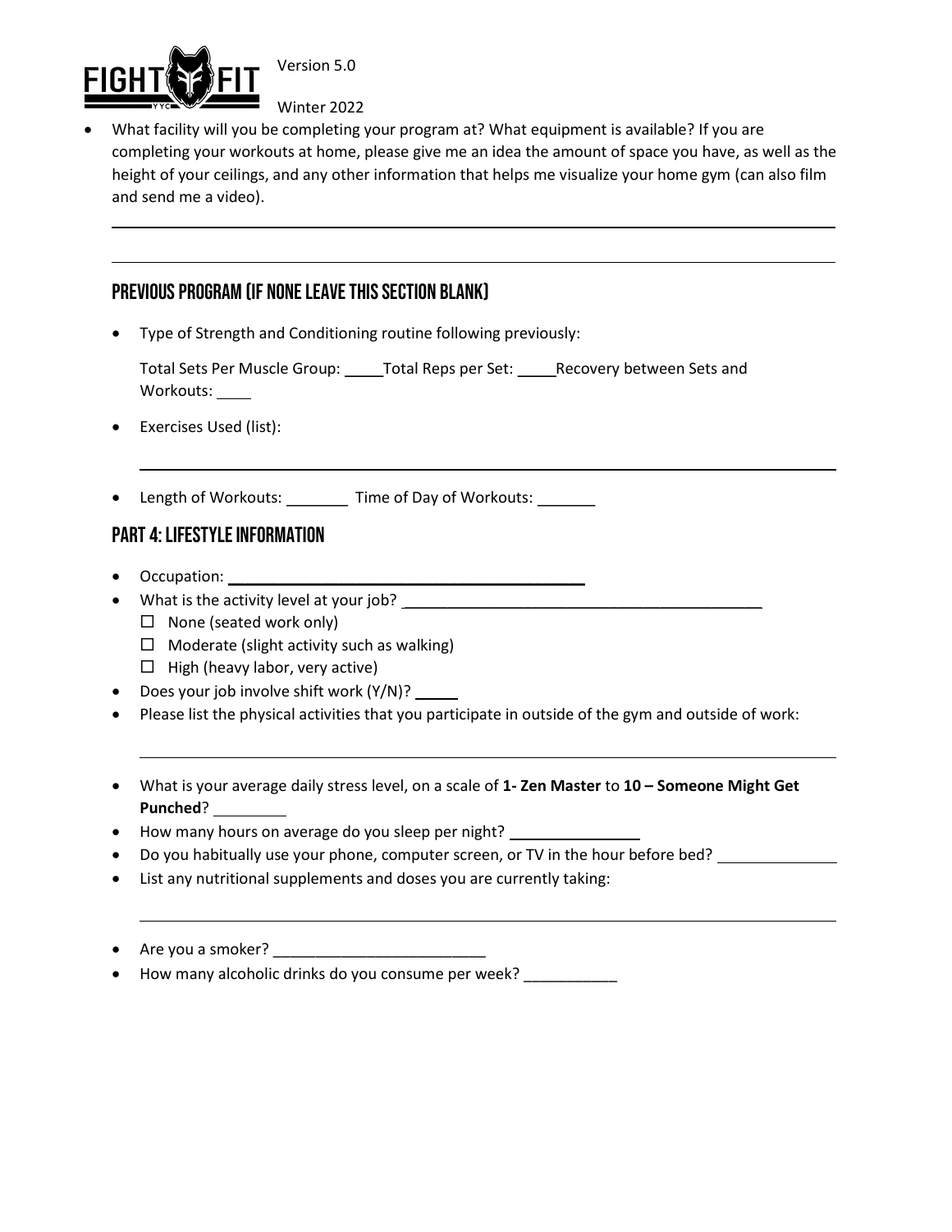- What facility will you be completing your program at? What equipment is available? If you are completing your workouts at home, please give me an idea the amount of space you have, as well as the height of your ceilings, and any other information that helps me visualize your home gym (can also film and send me a video).

______________________________________________________________________________

______________________________________________________________________________

## Previous Program (If none leave this section blank)

- Type of Strength and Conditioning routine following previously:

  Total Sets Per Muscle Group: _____ Total Reps per Set: _____ Recovery between Sets and Workouts: _____

- Exercises Used (list):

  ______________________________________________________________________________

- Length of Workouts: _______ Time of Day of Workouts: _______

## Part 4: Lifestyle Information

- Occupation: ____________________________________________
- What is the activity level at your job? ____________________________________________
  - ☐ None (seated work only)
  - ☐ Moderate (slight activity such as walking)
  - ☐ High (heavy labor, very active)
- Does your job involve shift work (Y/N)? _____
- Please list the physical activities that you participate in outside of the gym and outside of work:

  ______________________________________________________________________________

- What is your average daily stress level, on a scale of **1- Zen Master** to **10 – Someone Might Get Punched**? _________
- How many hours on average do you sleep per night? ________________
- Do you habitually use your phone, computer screen, or TV in the hour before bed? ______________
- List any nutritional supplements and doses you are currently taking:

  ______________________________________________________________________________

- Are you a smoker? _________________________
- How many alcoholic drinks do you consume per week? ___________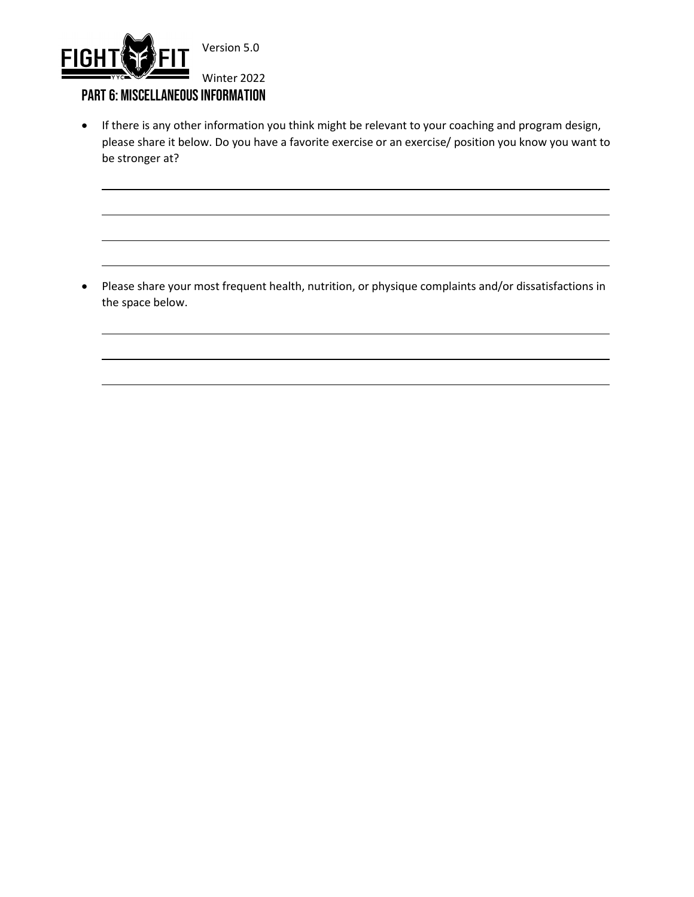## PART 6: MISCELLANEOUS INFORMATION

- If there is any other information you think might be relevant to your coaching and program design, please share it below. Do you have a favorite exercise or an exercise/ position you know you want to be stronger at?

- Please share your most frequent health, nutrition, or physique complaints and/or dissatisfactions in the space below.